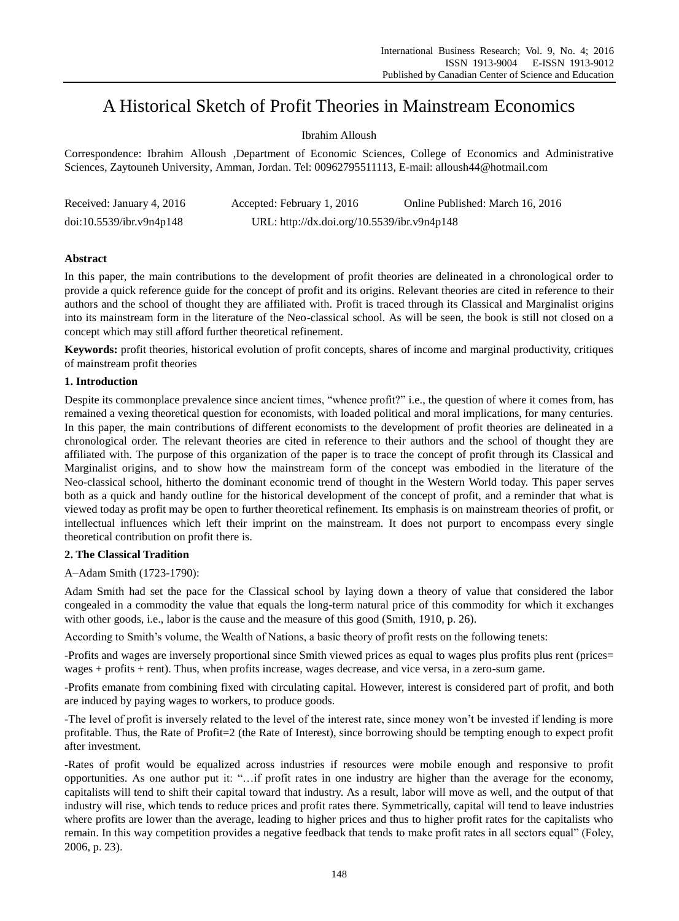# A Historical Sketch of Profit Theories in Mainstream Economics

Ibrahim Alloush

Correspondence: Ibrahim Alloush ,Department of Economic Sciences, College of Economics and Administrative Sciences, Zaytouneh University, Amman, Jordan. Tel: 00962795511113, E-mail: alloush44@hotmail.com

| Received: January 4, 2016 | Accepted: February 1, 2016 | Online Published: March 16, 2016 |
|---|---|---|
| doi:10.5539/ibr.v9n4p148 | URL: http://dx.doi.org/10.5539/ibr.v9n4p148 | |

## Abstract

In this paper, the main contributions to the development of profit theories are delineated in a chronological order to provide a quick reference guide for the concept of profit and its origins. Relevant theories are cited in reference to their authors and the school of thought they are affiliated with. Profit is traced through its Classical and Marginalist origins into its mainstream form in the literature of the Neo-classical school. As will be seen, the book is still not closed on a concept which may still afford further theoretical refinement.

**Keywords:** profit theories, historical evolution of profit concepts, shares of income and marginal productivity, critiques of mainstream profit theories

## 1. Introduction

Despite its commonplace prevalence since ancient times, "whence profit?" i.e., the question of where it comes from, has remained a vexing theoretical question for economists, with loaded political and moral implications, for many centuries. In this paper, the main contributions of different economists to the development of profit theories are delineated in a chronological order. The relevant theories are cited in reference to their authors and the school of thought they are affiliated with. The purpose of this organization of the paper is to trace the concept of profit through its Classical and Marginalist origins, and to show how the mainstream form of the concept was embodied in the literature of the Neo-classical school, hitherto the dominant economic trend of thought in the Western World today. This paper serves both as a quick and handy outline for the historical development of the concept of profit, and a reminder that what is viewed today as profit may be open to further theoretical refinement. Its emphasis is on mainstream theories of profit, or intellectual influences which left their imprint on the mainstream. It does not purport to encompass every single theoretical contribution on profit there is.

## 2. The Classical Tradition

A–Adam Smith (1723-1790):

Adam Smith had set the pace for the Classical school by laying down a theory of value that considered the labor congealed in a commodity the value that equals the long-term natural price of this commodity for which it exchanges with other goods, i.e., labor is the cause and the measure of this good (Smith, 1910, p. 26).

According to Smith's volume, the Wealth of Nations, a basic theory of profit rests on the following tenets:

-Profits and wages are inversely proportional since Smith viewed prices as equal to wages plus profits plus rent (prices= wages + profits + rent). Thus, when profits increase, wages decrease, and vice versa, in a zero-sum game.

-Profits emanate from combining fixed with circulating capital. However, interest is considered part of profit, and both are induced by paying wages to workers, to produce goods.

-The level of profit is inversely related to the level of the interest rate, since money won't be invested if lending is more profitable. Thus, the Rate of Profit=2 (the Rate of Interest), since borrowing should be tempting enough to expect profit after investment.

-Rates of profit would be equalized across industries if resources were mobile enough and responsive to profit opportunities. As one author put it: "…if profit rates in one industry are higher than the average for the economy, capitalists will tend to shift their capital toward that industry. As a result, labor will move as well, and the output of that industry will rise, which tends to reduce prices and profit rates there. Symmetrically, capital will tend to leave industries where profits are lower than the average, leading to higher prices and thus to higher profit rates for the capitalists who remain. In this way competition provides a negative feedback that tends to make profit rates in all sectors equal" (Foley, 2006, p. 23).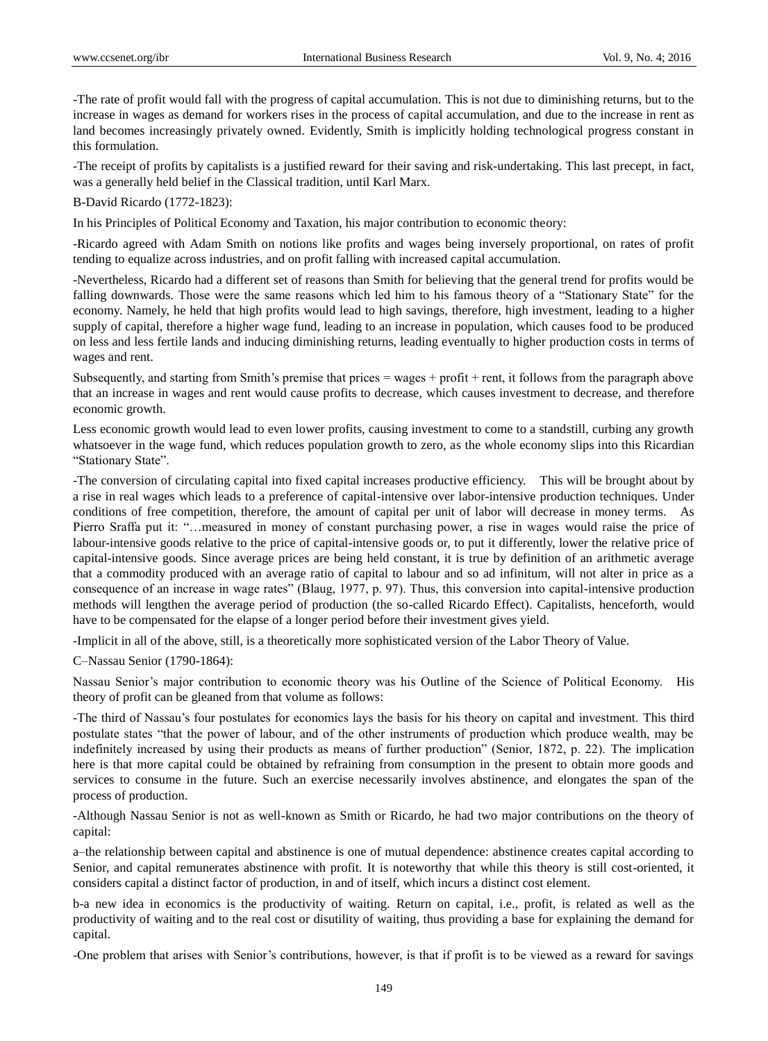-The rate of profit would fall with the progress of capital accumulation. This is not due to diminishing returns, but to the increase in wages as demand for workers rises in the process of capital accumulation, and due to the increase in rent as land becomes increasingly privately owned. Evidently, Smith is implicitly holding technological progress constant in this formulation.

-The receipt of profits by capitalists is a justified reward for their saving and risk-undertaking. This last precept, in fact, was a generally held belief in the Classical tradition, until Karl Marx.

B-David Ricardo (1772-1823):

In his Principles of Political Economy and Taxation, his major contribution to economic theory:

-Ricardo agreed with Adam Smith on notions like profits and wages being inversely proportional, on rates of profit tending to equalize across industries, and on profit falling with increased capital accumulation.

-Nevertheless, Ricardo had a different set of reasons than Smith for believing that the general trend for profits would be falling downwards. Those were the same reasons which led him to his famous theory of a "Stationary State" for the economy. Namely, he held that high profits would lead to high savings, therefore, high investment, leading to a higher supply of capital, therefore a higher wage fund, leading to an increase in population, which causes food to be produced on less and less fertile lands and inducing diminishing returns, leading eventually to higher production costs in terms of wages and rent.

Subsequently, and starting from Smith's premise that prices = wages + profit + rent, it follows from the paragraph above that an increase in wages and rent would cause profits to decrease, which causes investment to decrease, and therefore economic growth.

Less economic growth would lead to even lower profits, causing investment to come to a standstill, curbing any growth whatsoever in the wage fund, which reduces population growth to zero, as the whole economy slips into this Ricardian "Stationary State".

-The conversion of circulating capital into fixed capital increases productive efficiency. This will be brought about by a rise in real wages which leads to a preference of capital-intensive over labor-intensive production techniques. Under conditions of free competition, therefore, the amount of capital per unit of labor will decrease in money terms. As Pierro Sraffa put it: "…measured in money of constant purchasing power, a rise in wages would raise the price of labour-intensive goods relative to the price of capital-intensive goods or, to put it differently, lower the relative price of capital-intensive goods. Since average prices are being held constant, it is true by definition of an arithmetic average that a commodity produced with an average ratio of capital to labour and so ad infinitum, will not alter in price as a consequence of an increase in wage rates" (Blaug, 1977, p. 97). Thus, this conversion into capital-intensive production methods will lengthen the average period of production (the so-called Ricardo Effect). Capitalists, henceforth, would have to be compensated for the elapse of a longer period before their investment gives yield.

-Implicit in all of the above, still, is a theoretically more sophisticated version of the Labor Theory of Value.

C–Nassau Senior (1790-1864):

Nassau Senior's major contribution to economic theory was his Outline of the Science of Political Economy. His theory of profit can be gleaned from that volume as follows:

-The third of Nassau's four postulates for economics lays the basis for his theory on capital and investment. This third postulate states "that the power of labour, and of the other instruments of production which produce wealth, may be indefinitely increased by using their products as means of further production" (Senior, 1872, p. 22). The implication here is that more capital could be obtained by refraining from consumption in the present to obtain more goods and services to consume in the future. Such an exercise necessarily involves abstinence, and elongates the span of the process of production.

-Although Nassau Senior is not as well-known as Smith or Ricardo, he had two major contributions on the theory of capital:

a–the relationship between capital and abstinence is one of mutual dependence: abstinence creates capital according to Senior, and capital remunerates abstinence with profit. It is noteworthy that while this theory is still cost-oriented, it considers capital a distinct factor of production, in and of itself, which incurs a distinct cost element.

b-a new idea in economics is the productivity of waiting. Return on capital, i.e., profit, is related as well as the productivity of waiting and to the real cost or disutility of waiting, thus providing a base for explaining the demand for capital.

-One problem that arises with Senior's contributions, however, is that if profit is to be viewed as a reward for savings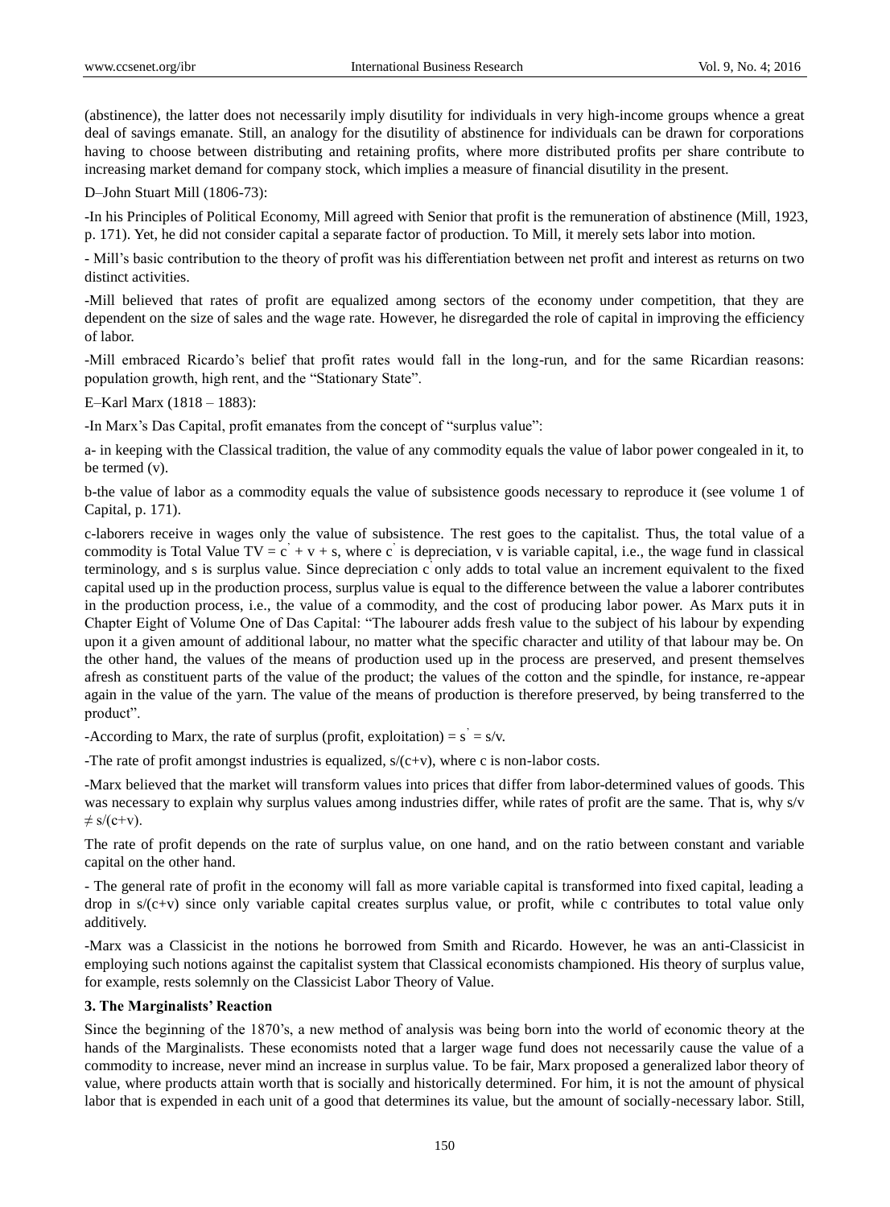(abstinence), the latter does not necessarily imply disutility for individuals in very high-income groups whence a great deal of savings emanate. Still, an analogy for the disutility of abstinence for individuals can be drawn for corporations having to choose between distributing and retaining profits, where more distributed profits per share contribute to increasing market demand for company stock, which implies a measure of financial disutility in the present.

D–John Stuart Mill (1806-73):

-In his Principles of Political Economy, Mill agreed with Senior that profit is the remuneration of abstinence (Mill, 1923, p. 171). Yet, he did not consider capital a separate factor of production. To Mill, it merely sets labor into motion.

- Mill's basic contribution to the theory of profit was his differentiation between net profit and interest as returns on two distinct activities.

-Mill believed that rates of profit are equalized among sectors of the economy under competition, that they are dependent on the size of sales and the wage rate. However, he disregarded the role of capital in improving the efficiency of labor.

-Mill embraced Ricardo's belief that profit rates would fall in the long-run, and for the same Ricardian reasons: population growth, high rent, and the "Stationary State".

E–Karl Marx (1818 – 1883):

-In Marx's Das Capital, profit emanates from the concept of "surplus value":

a- in keeping with the Classical tradition, the value of any commodity equals the value of labor power congealed in it, to be termed (v).

b-the value of labor as a commodity equals the value of subsistence goods necessary to reproduce it (see volume 1 of Capital, p. 171).

c-laborers receive in wages only the value of subsistence. The rest goes to the capitalist. Thus, the total value of a commodity is Total Value $TV = c^{'} + v + s$, where $c^{'}$ is depreciation, v is variable capital, i.e., the wage fund in classical terminology, and s is surplus value. Since depreciation $c^{'}$ only adds to total value an increment equivalent to the fixed capital used up in the production process, surplus value is equal to the difference between the value a laborer contributes in the production process, i.e., the value of a commodity, and the cost of producing labor power. As Marx puts it in Chapter Eight of Volume One of Das Capital: "The labourer adds fresh value to the subject of his labour by expending upon it a given amount of additional labour, no matter what the specific character and utility of that labour may be. On the other hand, the values of the means of production used up in the process are preserved, and present themselves afresh as constituent parts of the value of the product; the values of the cotton and the spindle, for instance, re-appear again in the value of the yarn. The value of the means of production is therefore preserved, by being transferred to the product".

-According to Marx, the rate of surplus (profit, exploitation) $= s^{'} = s/v$.

-The rate of profit amongst industries is equalized, $s/(c+v)$, where c is non-labor costs.

-Marx believed that the market will transform values into prices that differ from labor-determined values of goods. This was necessary to explain why surplus values among industries differ, while rates of profit are the same. That is, why $s/v \neq s/(c+v)$.

The rate of profit depends on the rate of surplus value, on one hand, and on the ratio between constant and variable capital on the other hand.

- The general rate of profit in the economy will fall as more variable capital is transformed into fixed capital, leading a drop in $s/(c+v)$ since only variable capital creates surplus value, or profit, while c contributes to total value only additively.

-Marx was a Classicist in the notions he borrowed from Smith and Ricardo. However, he was an anti-Classicist in employing such notions against the capitalist system that Classical economists championed. His theory of surplus value, for example, rests solemnly on the Classicist Labor Theory of Value.

### 3. The Marginalists' Reaction

Since the beginning of the 1870's, a new method of analysis was being born into the world of economic theory at the hands of the Marginalists. These economists noted that a larger wage fund does not necessarily cause the value of a commodity to increase, never mind an increase in surplus value. To be fair, Marx proposed a generalized labor theory of value, where products attain worth that is socially and historically determined. For him, it is not the amount of physical labor that is expended in each unit of a good that determines its value, but the amount of socially-necessary labor. Still,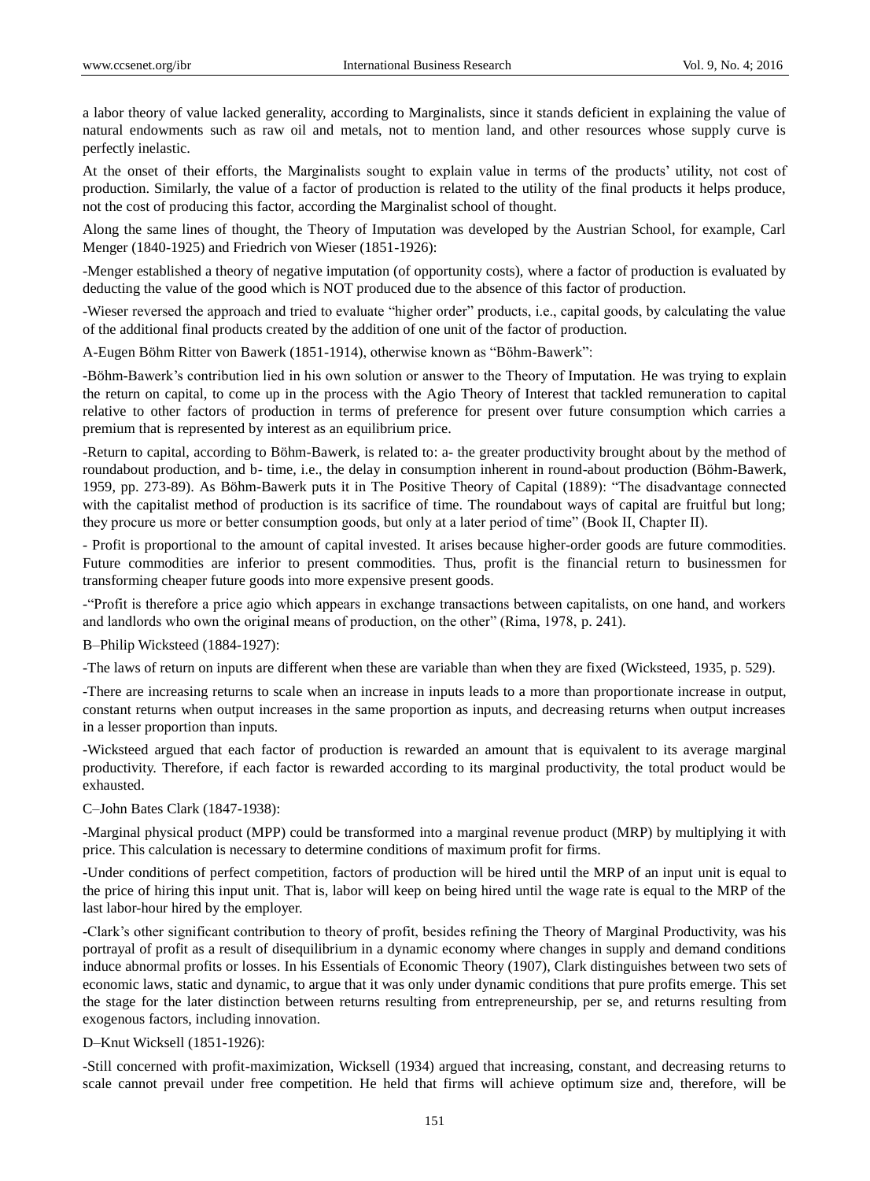a labor theory of value lacked generality, according to Marginalists, since it stands deficient in explaining the value of natural endowments such as raw oil and metals, not to mention land, and other resources whose supply curve is perfectly inelastic.

At the onset of their efforts, the Marginalists sought to explain value in terms of the products' utility, not cost of production. Similarly, the value of a factor of production is related to the utility of the final products it helps produce, not the cost of producing this factor, according the Marginalist school of thought.

Along the same lines of thought, the Theory of Imputation was developed by the Austrian School, for example, Carl Menger (1840-1925) and Friedrich von Wieser (1851-1926):

-Menger established a theory of negative imputation (of opportunity costs), where a factor of production is evaluated by deducting the value of the good which is NOT produced due to the absence of this factor of production.

-Wieser reversed the approach and tried to evaluate "higher order" products, i.e., capital goods, by calculating the value of the additional final products created by the addition of one unit of the factor of production.

A-Eugen Böhm Ritter von Bawerk (1851-1914), otherwise known as "Böhm-Bawerk":

-Böhm-Bawerk's contribution lied in his own solution or answer to the Theory of Imputation. He was trying to explain the return on capital, to come up in the process with the Agio Theory of Interest that tackled remuneration to capital relative to other factors of production in terms of preference for present over future consumption which carries a premium that is represented by interest as an equilibrium price.

-Return to capital, according to Böhm-Bawerk, is related to: a- the greater productivity brought about by the method of roundabout production, and b- time, i.e., the delay in consumption inherent in round-about production (Böhm-Bawerk, 1959, pp. 273-89). As Böhm-Bawerk puts it in The Positive Theory of Capital (1889): "The disadvantage connected with the capitalist method of production is its sacrifice of time. The roundabout ways of capital are fruitful but long; they procure us more or better consumption goods, but only at a later period of time" (Book II, Chapter II).

- Profit is proportional to the amount of capital invested. It arises because higher-order goods are future commodities. Future commodities are inferior to present commodities. Thus, profit is the financial return to businessmen for transforming cheaper future goods into more expensive present goods.

-"Profit is therefore a price agio which appears in exchange transactions between capitalists, on one hand, and workers and landlords who own the original means of production, on the other" (Rima, 1978, p. 241).

B–Philip Wicksteed (1884-1927):

-The laws of return on inputs are different when these are variable than when they are fixed (Wicksteed, 1935, p. 529).

-There are increasing returns to scale when an increase in inputs leads to a more than proportionate increase in output, constant returns when output increases in the same proportion as inputs, and decreasing returns when output increases in a lesser proportion than inputs.

-Wicksteed argued that each factor of production is rewarded an amount that is equivalent to its average marginal productivity. Therefore, if each factor is rewarded according to its marginal productivity, the total product would be exhausted.

C–John Bates Clark (1847-1938):

-Marginal physical product (MPP) could be transformed into a marginal revenue product (MRP) by multiplying it with price. This calculation is necessary to determine conditions of maximum profit for firms.

-Under conditions of perfect competition, factors of production will be hired until the MRP of an input unit is equal to the price of hiring this input unit. That is, labor will keep on being hired until the wage rate is equal to the MRP of the last labor-hour hired by the employer.

-Clark's other significant contribution to theory of profit, besides refining the Theory of Marginal Productivity, was his portrayal of profit as a result of disequilibrium in a dynamic economy where changes in supply and demand conditions induce abnormal profits or losses. In his Essentials of Economic Theory (1907), Clark distinguishes between two sets of economic laws, static and dynamic, to argue that it was only under dynamic conditions that pure profits emerge. This set the stage for the later distinction between returns resulting from entrepreneurship, per se, and returns resulting from exogenous factors, including innovation.

D–Knut Wicksell (1851-1926):

-Still concerned with profit-maximization, Wicksell (1934) argued that increasing, constant, and decreasing returns to scale cannot prevail under free competition. He held that firms will achieve optimum size and, therefore, will be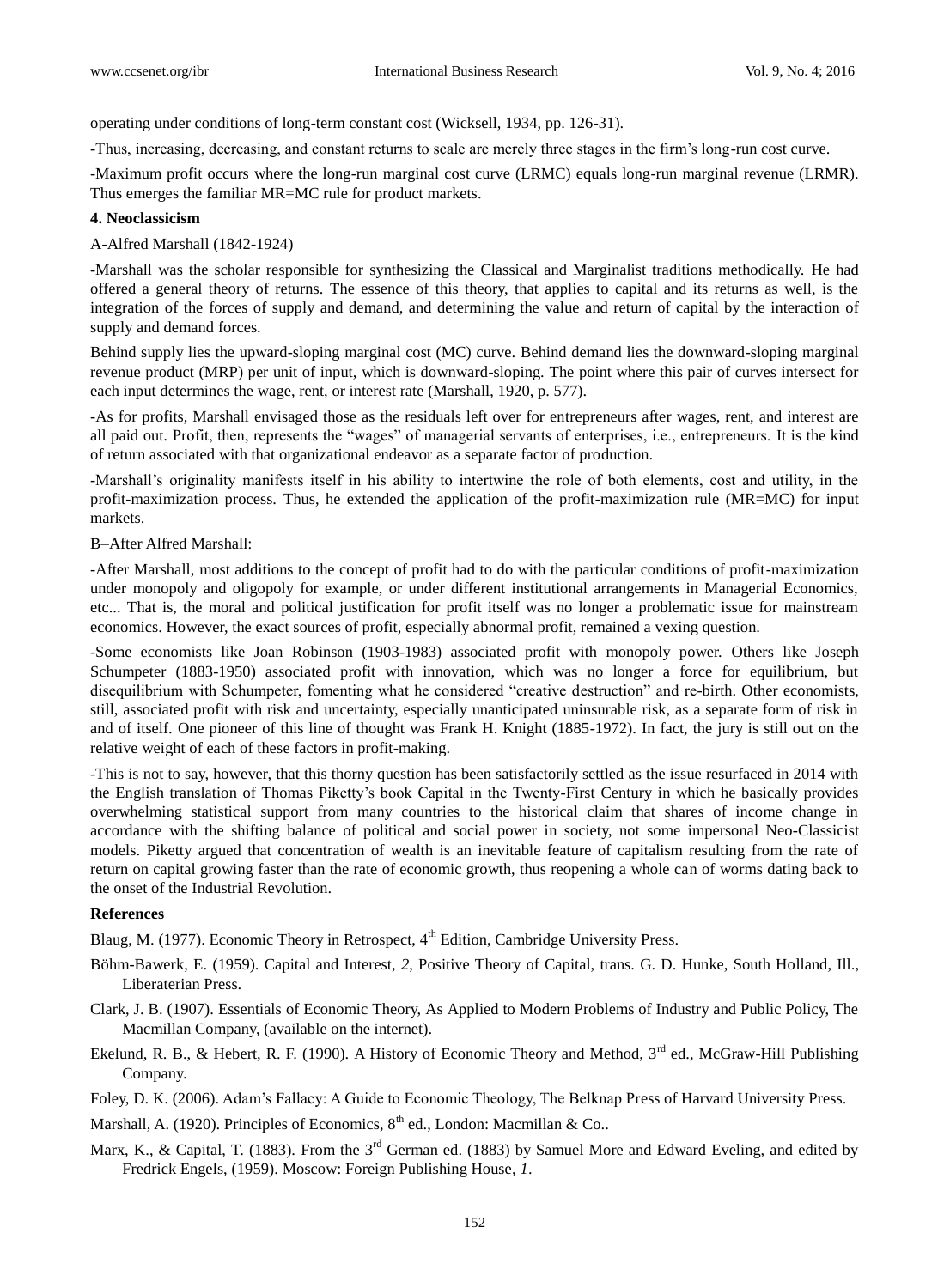operating under conditions of long-term constant cost (Wicksell, 1934, pp. 126-31).

-Thus, increasing, decreasing, and constant returns to scale are merely three stages in the firm's long-run cost curve.

-Maximum profit occurs where the long-run marginal cost curve (LRMC) equals long-run marginal revenue (LRMR). Thus emerges the familiar MR=MC rule for product markets.

**4. Neoclassicism**

A-Alfred Marshall (1842-1924)

-Marshall was the scholar responsible for synthesizing the Classical and Marginalist traditions methodically. He had offered a general theory of returns. The essence of this theory, that applies to capital and its returns as well, is the integration of the forces of supply and demand, and determining the value and return of capital by the interaction of supply and demand forces.

Behind supply lies the upward-sloping marginal cost (MC) curve. Behind demand lies the downward-sloping marginal revenue product (MRP) per unit of input, which is downward-sloping. The point where this pair of curves intersect for each input determines the wage, rent, or interest rate (Marshall, 1920, p. 577).

-As for profits, Marshall envisaged those as the residuals left over for entrepreneurs after wages, rent, and interest are all paid out. Profit, then, represents the "wages" of managerial servants of enterprises, i.e., entrepreneurs. It is the kind of return associated with that organizational endeavor as a separate factor of production.

-Marshall's originality manifests itself in his ability to intertwine the role of both elements, cost and utility, in the profit-maximization process. Thus, he extended the application of the profit-maximization rule (MR=MC) for input markets.

B–After Alfred Marshall:

-After Marshall, most additions to the concept of profit had to do with the particular conditions of profit-maximization under monopoly and oligopoly for example, or under different institutional arrangements in Managerial Economics, etc... That is, the moral and political justification for profit itself was no longer a problematic issue for mainstream economics. However, the exact sources of profit, especially abnormal profit, remained a vexing question.

-Some economists like Joan Robinson (1903-1983) associated profit with monopoly power. Others like Joseph Schumpeter (1883-1950) associated profit with innovation, which was no longer a force for equilibrium, but disequilibrium with Schumpeter, fomenting what he considered "creative destruction" and re-birth. Other economists, still, associated profit with risk and uncertainty, especially unanticipated uninsurable risk, as a separate form of risk in and of itself. One pioneer of this line of thought was Frank H. Knight (1885-1972). In fact, the jury is still out on the relative weight of each of these factors in profit-making.

-This is not to say, however, that this thorny question has been satisfactorily settled as the issue resurfaced in 2014 with the English translation of Thomas Piketty's book Capital in the Twenty-First Century in which he basically provides overwhelming statistical support from many countries to the historical claim that shares of income change in accordance with the shifting balance of political and social power in society, not some impersonal Neo-Classicist models. Piketty argued that concentration of wealth is an inevitable feature of capitalism resulting from the rate of return on capital growing faster than the rate of economic growth, thus reopening a whole can of worms dating back to the onset of the Industrial Revolution.

**References**

Blaug, M. (1977). Economic Theory in Retrospect, 4th Edition, Cambridge University Press.

Böhm-Bawerk, E. (1959). Capital and Interest, *2*, Positive Theory of Capital, trans. G. D. Hunke, South Holland, Ill., Liberaterian Press.

Clark, J. B. (1907). Essentials of Economic Theory, As Applied to Modern Problems of Industry and Public Policy, The Macmillan Company, (available on the internet).

Ekelund, R. B., & Hebert, R. F. (1990). A History of Economic Theory and Method, 3rd ed., McGraw-Hill Publishing Company.

Foley, D. K. (2006). Adam's Fallacy: A Guide to Economic Theology, The Belknap Press of Harvard University Press.

Marshall, A. (1920). Principles of Economics, 8th ed., London: Macmillan & Co..

Marx, K., & Capital, T. (1883). From the 3rd German ed. (1883) by Samuel More and Edward Eveling, and edited by Fredrick Engels, (1959). Moscow: Foreign Publishing House, *1*.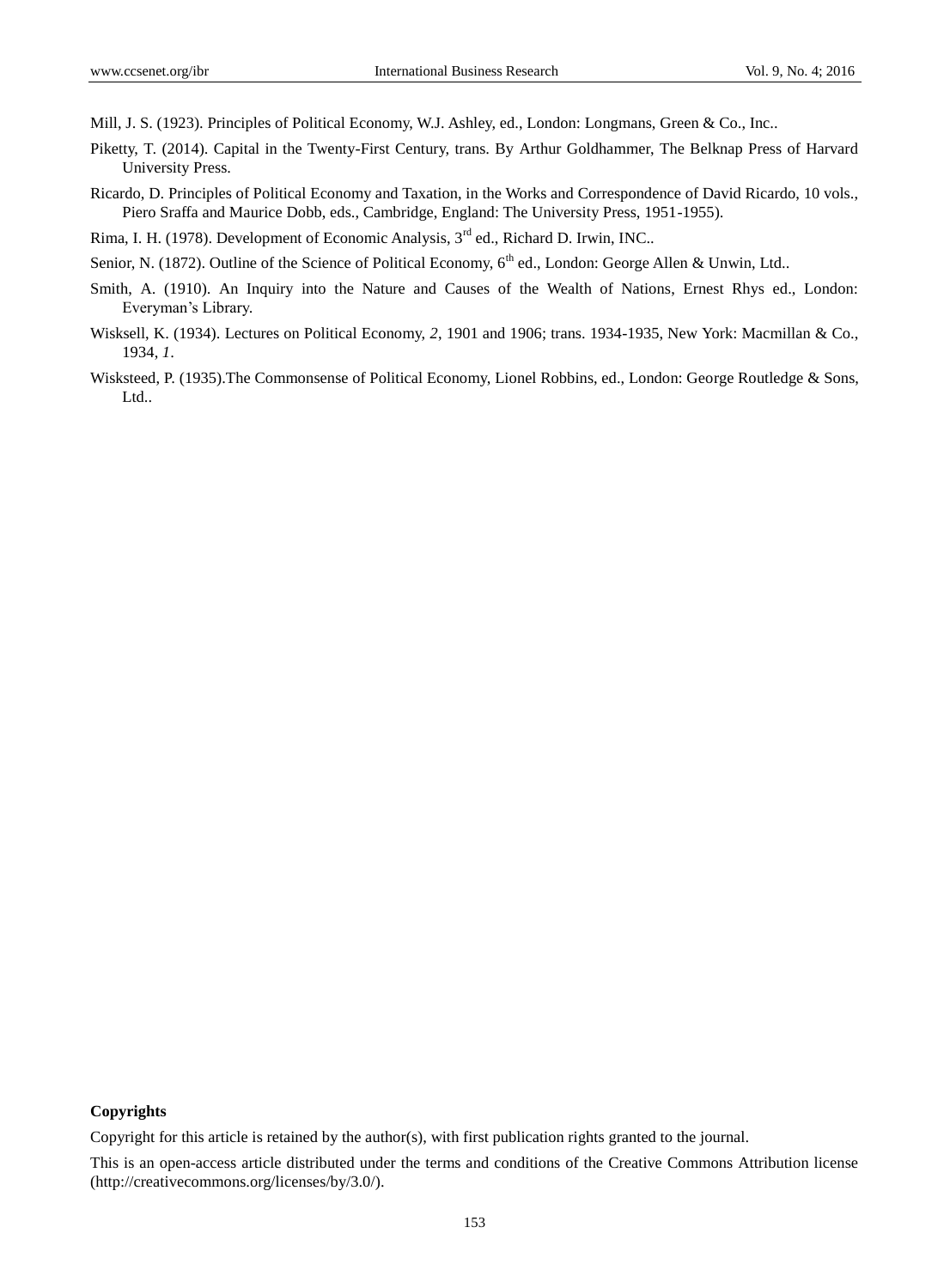Mill, J. S. (1923). Principles of Political Economy, W.J. Ashley, ed., London: Longmans, Green & Co., Inc..

Piketty, T. (2014). Capital in the Twenty-First Century, trans. By Arthur Goldhammer, The Belknap Press of Harvard University Press.

Ricardo, D. Principles of Political Economy and Taxation, in the Works and Correspondence of David Ricardo, 10 vols., Piero Sraffa and Maurice Dobb, eds., Cambridge, England: The University Press, 1951-1955).

Rima, I. H. (1978). Development of Economic Analysis, 3rd ed., Richard D. Irwin, INC..

Senior, N. (1872). Outline of the Science of Political Economy, 6th ed., London: George Allen & Unwin, Ltd..

Smith, A. (1910). An Inquiry into the Nature and Causes of the Wealth of Nations, Ernest Rhys ed., London: Everyman's Library.

Wisksell, K. (1934). Lectures on Political Economy, *2*, 1901 and 1906; trans. 1934-1935, New York: Macmillan & Co., 1934, *1*.

Wisksteed, P. (1935).The Commonsense of Political Economy, Lionel Robbins, ed., London: George Routledge & Sons, Ltd..

**Copyrights**

Copyright for this article is retained by the author(s), with first publication rights granted to the journal.

This is an open-access article distributed under the terms and conditions of the Creative Commons Attribution license (http://creativecommons.org/licenses/by/3.0/).